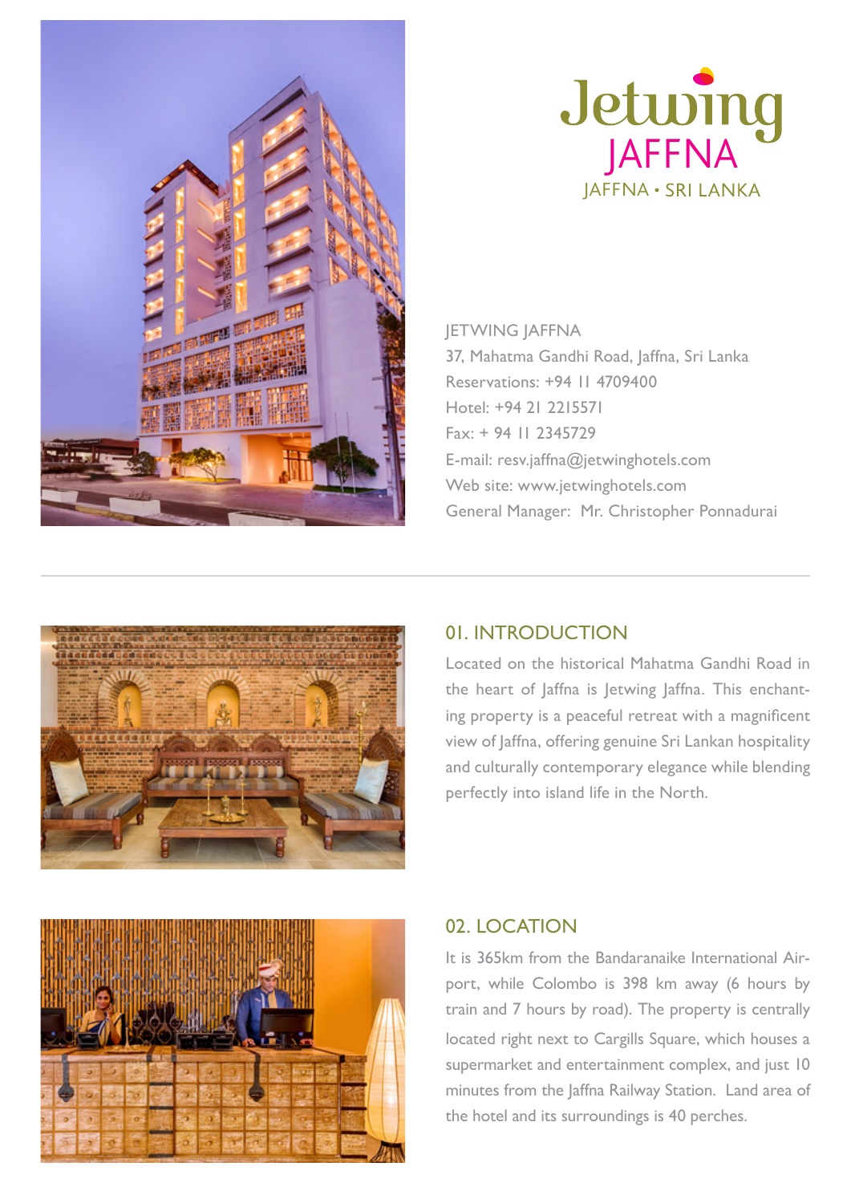# Jetwing JAFFNA

JAFFNA • SRI LANKA

JETWING JAFFNA
37, Mahatma Gandhi Road, Jaffna, Sri Lanka
Reservations: +94 11 4709400
Hotel: +94 21 2215571
Fax: + 94 11 2345729
E-mail: resv.jaffna@jetwinghotels.com
Web site: www.jetwinghotels.com
General Manager: Mr. Christopher Ponnadurai

## 01. INTRODUCTION

Located on the historical Mahatma Gandhi Road in the heart of Jaffna is Jetwing Jaffna. This enchanting property is a peaceful retreat with a magnificent view of Jaffna, offering genuine Sri Lankan hospitality and culturally contemporary elegance while blending perfectly into island life in the North.

## 02. LOCATION

It is 365km from the Bandaranaike International Airport, while Colombo is 398 km away (6 hours by train and 7 hours by road). The property is centrally located right next to Cargills Square, which houses a supermarket and entertainment complex, and just 10 minutes from the Jaffna Railway Station. Land area of the hotel and its surroundings is 40 perches.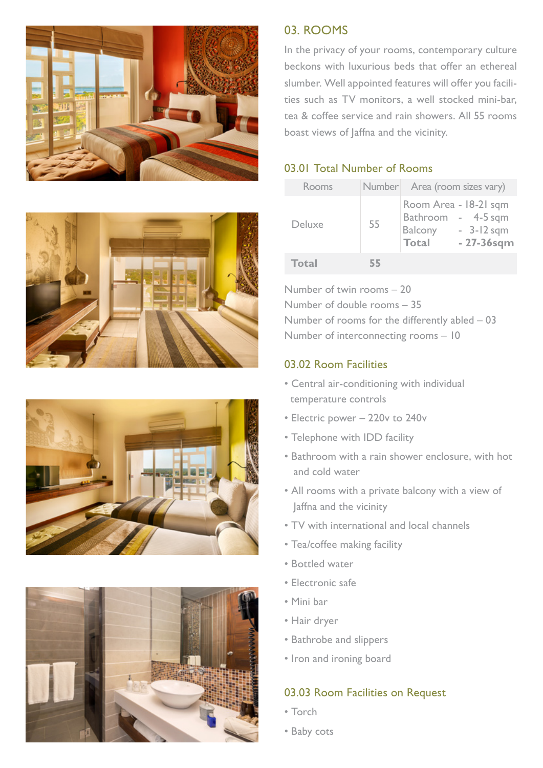## 03. ROOMS

In the privacy of your rooms, contemporary culture beckons with luxurious beds that offer an ethereal slumber. Well appointed features will offer you facilities such as TV monitors, a well stocked mini-bar, tea & coffee service and rain showers. All 55 rooms boast views of Jaffna and the vicinity.

### 03.01 Total Number of Rooms

| Rooms | Number | Area (room sizes vary) |
|---|---|---|
| Deluxe | 55 | Room Area - 18-21 sqm<br>Bathroom - 4-5 sqm<br>Balcony - 3-12 sqm<br>**Total - 27-36sqm** |
| **Total** | **55** | |

Number of twin rooms – 20
Number of double rooms – 35
Number of rooms for the differently abled – 03
Number of interconnecting rooms – 10

### 03.02 Room Facilities

- Central air-conditioning with individual temperature controls
- Electric power – 220v to 240v
- Telephone with IDD facility
- Bathroom with a rain shower enclosure, with hot and cold water
- All rooms with a private balcony with a view of Jaffna and the vicinity
- TV with international and local channels
- Tea/coffee making facility
- Bottled water
- Electronic safe
- Mini bar
- Hair dryer
- Bathrobe and slippers
- Iron and ironing board

### 03.03 Room Facilities on Request

- Torch
- Baby cots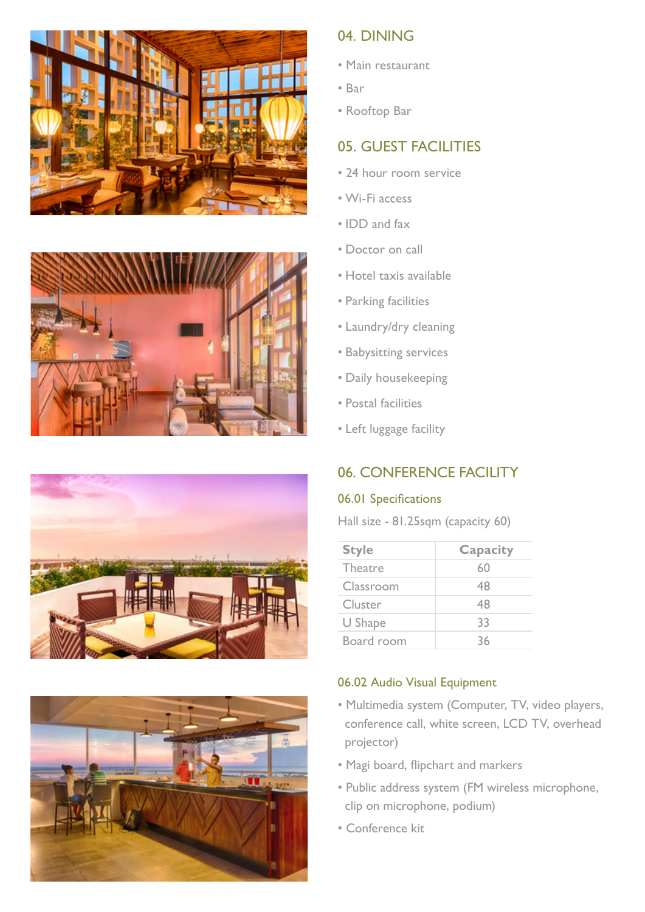## 04. DINING

- Main restaurant
- Bar
- Rooftop Bar

## 05. GUEST FACILITIES

- 24 hour room service
- Wi-Fi access
- IDD and fax
- Doctor on call
- Hotel taxis available
- Parking facilities
- Laundry/dry cleaning
- Babysitting services
- Daily housekeeping
- Postal facilities
- Left luggage facility

## 06. CONFERENCE FACILITY

### 06.01 Specifications

Hall size - 81.25sqm (capacity 60)

| Style | Capacity |
| --- | --- |
| Theatre | 60 |
| Classroom | 48 |
| Cluster | 48 |
| U Shape | 33 |
| Board room | 36 |

### 06.02 Audio Visual Equipment

- Multimedia system (Computer, TV, video players, conference call, white screen, LCD TV, overhead projector)
- Magi board, flipchart and markers
- Public address system (FM wireless microphone, clip on microphone, podium)
- Conference kit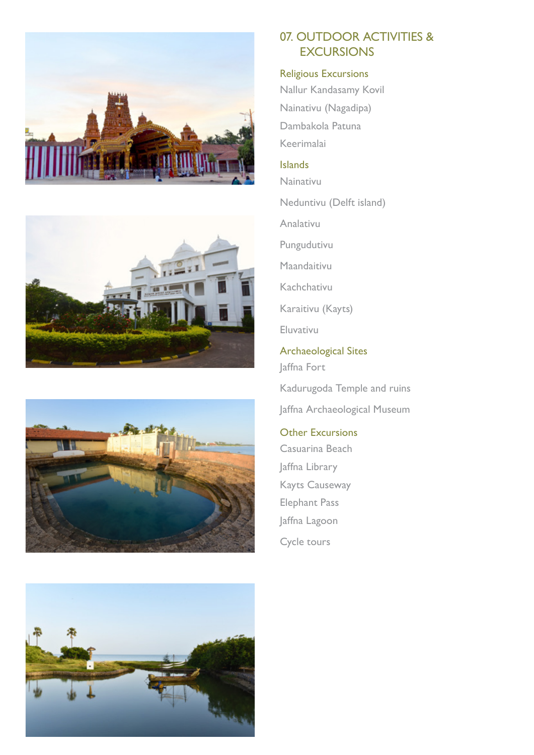## 07. OUTDOOR ACTIVITIES & EXCURSIONS

### Religious Excursions

Nallur Kandasamy Kovil

Nainativu (Nagadipa)

Dambakola Patuna

Keerimalai

### Islands

Nainativu

Neduntivu (Delft island)

Analativu

Pungudutivu

Maandaitivu

Kachchativu

Karaitivu (Kayts)

Eluvativu

### Archaeological Sites

Jaffna Fort

Kadurugoda Temple and ruins

Jaffna Archaeological Museum

### Other Excursions

Casuarina Beach

Jaffna Library

Kayts Causeway

Elephant Pass

Jaffna Lagoon

Cycle tours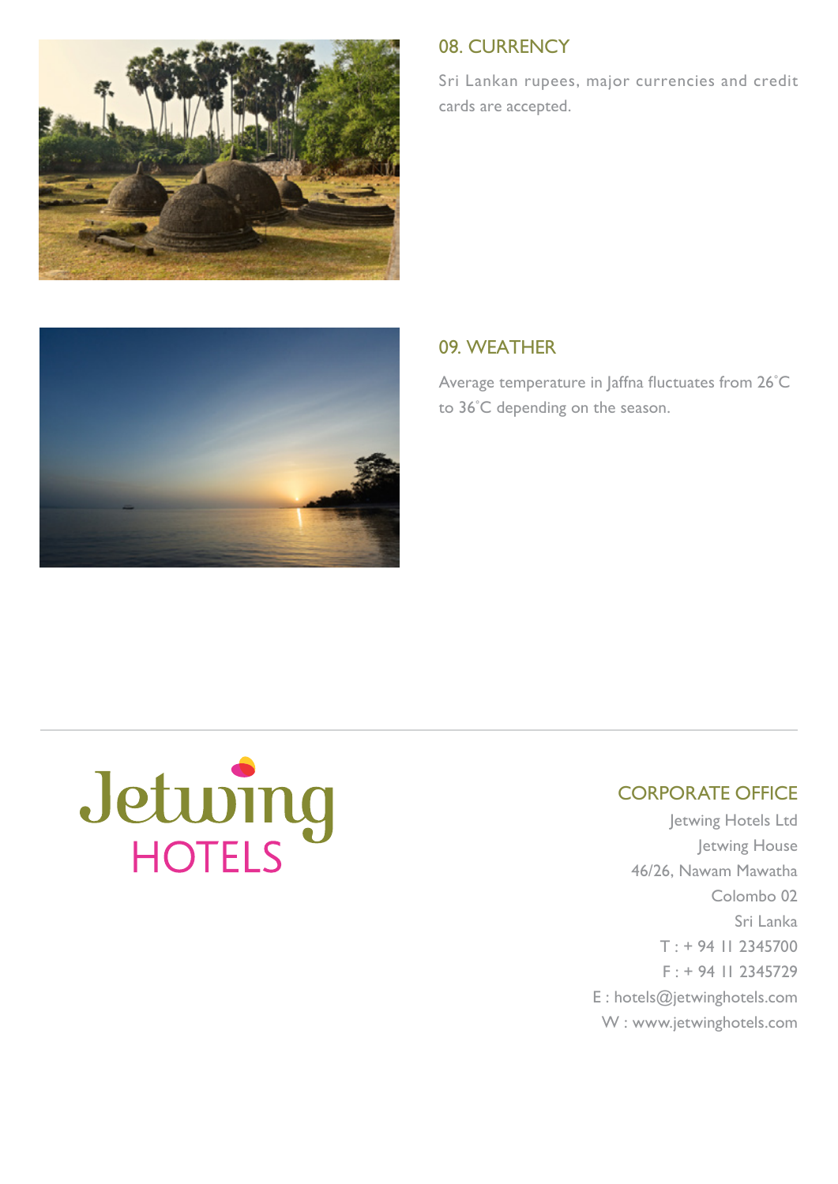## 08. CURRENCY

Sri Lankan rupees, major currencies and credit cards are accepted.

## 09. WEATHER

Average temperature in Jaffna fluctuates from 26˚C to 36˚C depending on the season.

Jetwing HOTELS

### CORPORATE OFFICE

Jetwing Hotels Ltd
Jetwing House
46/26, Nawam Mawatha
Colombo 02
Sri Lanka
T : + 94 11 2345700
F : + 94 11 2345729
E : hotels@jetwinghotels.com
W : www.jetwinghotels.com